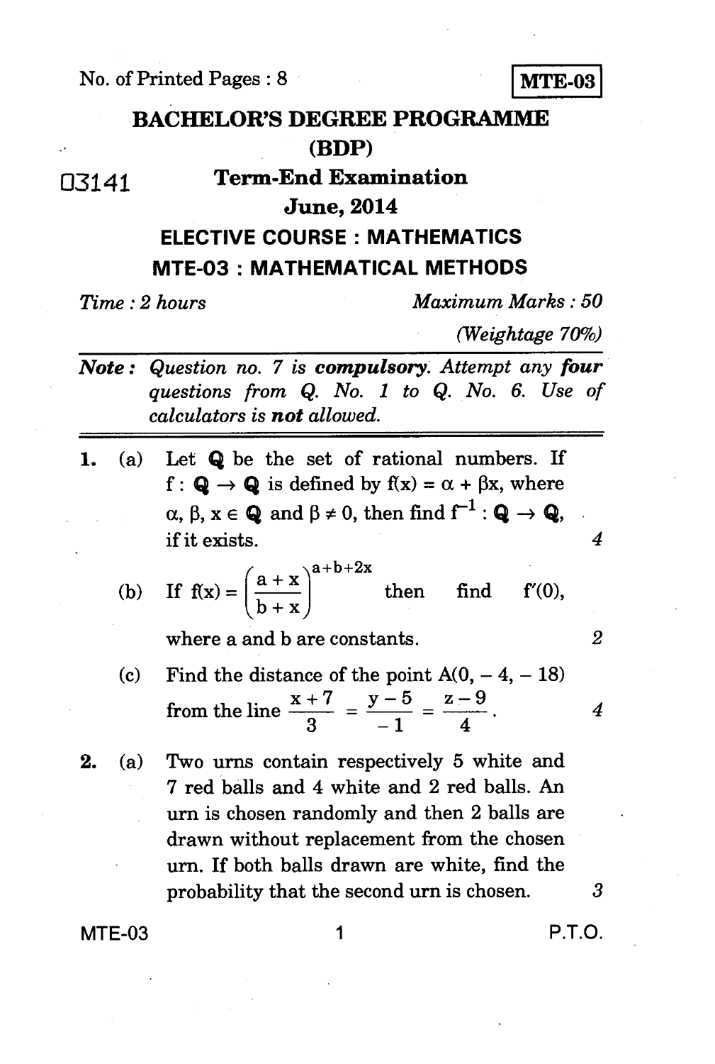No. of Printed Pages : 8

**MTE-03**

# BACHELOR'S DEGREE PROGRAMME (BDP)

03141

## Term-End Examination

## June, 2014

## ELECTIVE COURSE : MATHEMATICS

## MTE-03 : MATHEMATICAL METHODS

*Time : 2 hours* *Maximum Marks : 50*

*(Weightage 70%)*

***Note :*** *Question no. 7 is* ***compulsory****. Attempt any* ***four*** *questions from Q. No. 1 to Q. No. 6. Use of calculators is* ***not*** *allowed.*

---

1. (a) Let $\mathbf{Q}$ be the set of rational numbers. If $f : \mathbf{Q} \to \mathbf{Q}$ is defined by $f(x) = \alpha + \beta x$, where $\alpha, \beta, x \in \mathbf{Q}$ and $\beta \neq 0$, then find $f^{-1} : \mathbf{Q} \to \mathbf{Q}$, if it exists. 4

   (b) If $f(x) = \left(\dfrac{a + x}{b + x}\right)^{a+b+2x}$ then find $f'(0)$, where a and b are constants. 2

   (c) Find the distance of the point $A(0, -4, -18)$ from the line $\dfrac{x+7}{3} = \dfrac{y-5}{-1} = \dfrac{z-9}{4}$. 4

2. (a) Two urns contain respectively 5 white and 7 red balls and 4 white and 2 red balls. An urn is chosen randomly and then 2 balls are drawn without replacement from the chosen urn. If both balls drawn are white, find the probability that the second urn is chosen. 3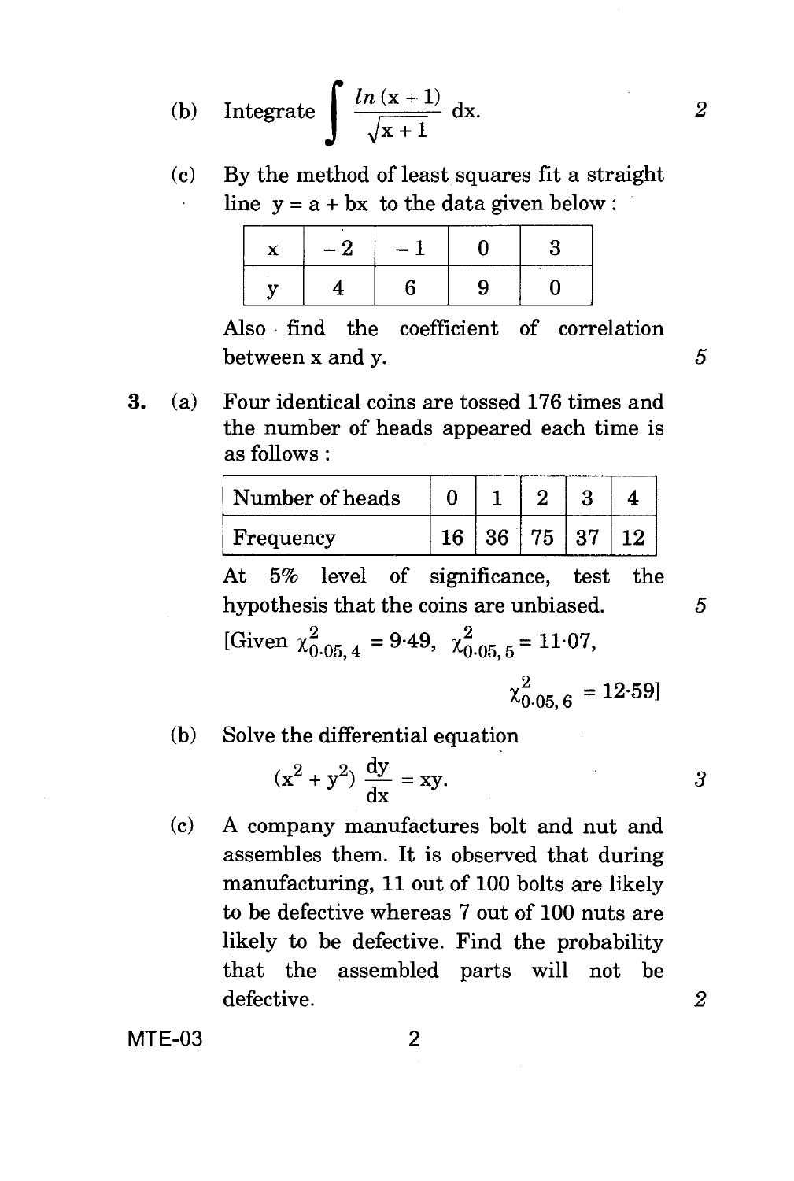(b) Integrate $\int \frac{ln\,(x+1)}{\sqrt{x+1}}\,dx.$ *2*

(c) By the method of least squares fit a straight line $y = a + bx$ to the data given below :

| x | $-2$ | $-1$ | 0 | 3 |
|---|---|---|---|---|
| y | 4 | 6 | 9 | 0 |

Also find the coefficient of correlation between x and y. *5*

**3.** (a) Four identical coins are tossed 176 times and the number of heads appeared each time is as follows :

| Number of heads | 0 | 1 | 2 | 3 | 4 |
|---|---|---|---|---|---|
| Frequency | 16 | 36 | 75 | 37 | 12 |

At 5% level of significance, test the hypothesis that the coins are unbiased. *5*

[Given $\chi^2_{0\cdot05,\,4} = 9{\cdot}49$, $\chi^2_{0\cdot05,\,5} = 11{\cdot}07$, $\chi^2_{0\cdot05,\,6} = 12{\cdot}59$]

(b) Solve the differential equation

$$(x^2 + y^2)\,\frac{dy}{dx} = xy.$$ *3*

(c) A company manufactures bolt and nut and assembles them. It is observed that during manufacturing, 11 out of 100 bolts are likely to be defective whereas 7 out of 100 nuts are likely to be defective. Find the probability that the assembled parts will not be defective. *2*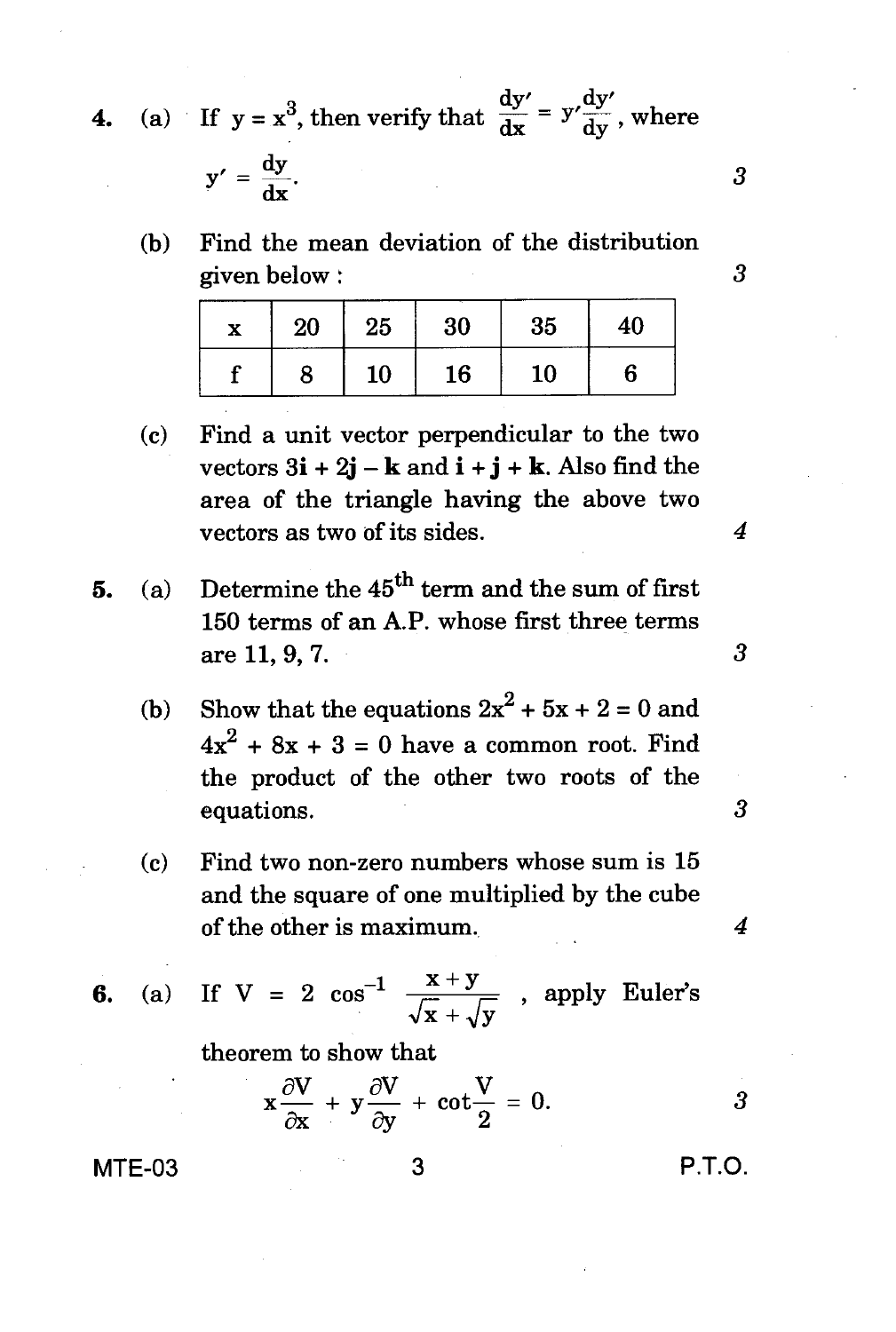4. (a) If $y = x^3$, then verify that $\frac{dy'}{dx} = y' \frac{dy'}{dy}$, where $y' = \frac{dy}{dx}$. 3

   (b) Find the mean deviation of the distribution given below : 3

| x | 20 | 25 | 30 | 35 | 40 |
|---|---|---|---|---|---|
| f | 8 | 10 | 16 | 10 | 6 |

   (c) Find a unit vector perpendicular to the two vectors $3\mathbf{i} + 2\mathbf{j} - \mathbf{k}$ and $\mathbf{i} + \mathbf{j} + \mathbf{k}$. Also find the area of the triangle having the above two vectors as two of its sides. 4

5. (a) Determine the $45^{th}$ term and the sum of first 150 terms of an A.P. whose first three terms are 11, 9, 7. 3

   (b) Show that the equations $2x^2 + 5x + 2 = 0$ and $4x^2 + 8x + 3 = 0$ have a common root. Find the product of the other two roots of the equations. 3

   (c) Find two non-zero numbers whose sum is 15 and the square of one multiplied by the cube of the other is maximum. 4

6. (a) If $V = 2 \cos^{-1} \frac{x + y}{\sqrt{x} + \sqrt{y}}$, apply Euler's theorem to show that

$$x\frac{\partial V}{\partial x} + y\frac{\partial V}{\partial y} + \cot\frac{V}{2} = 0.$$

3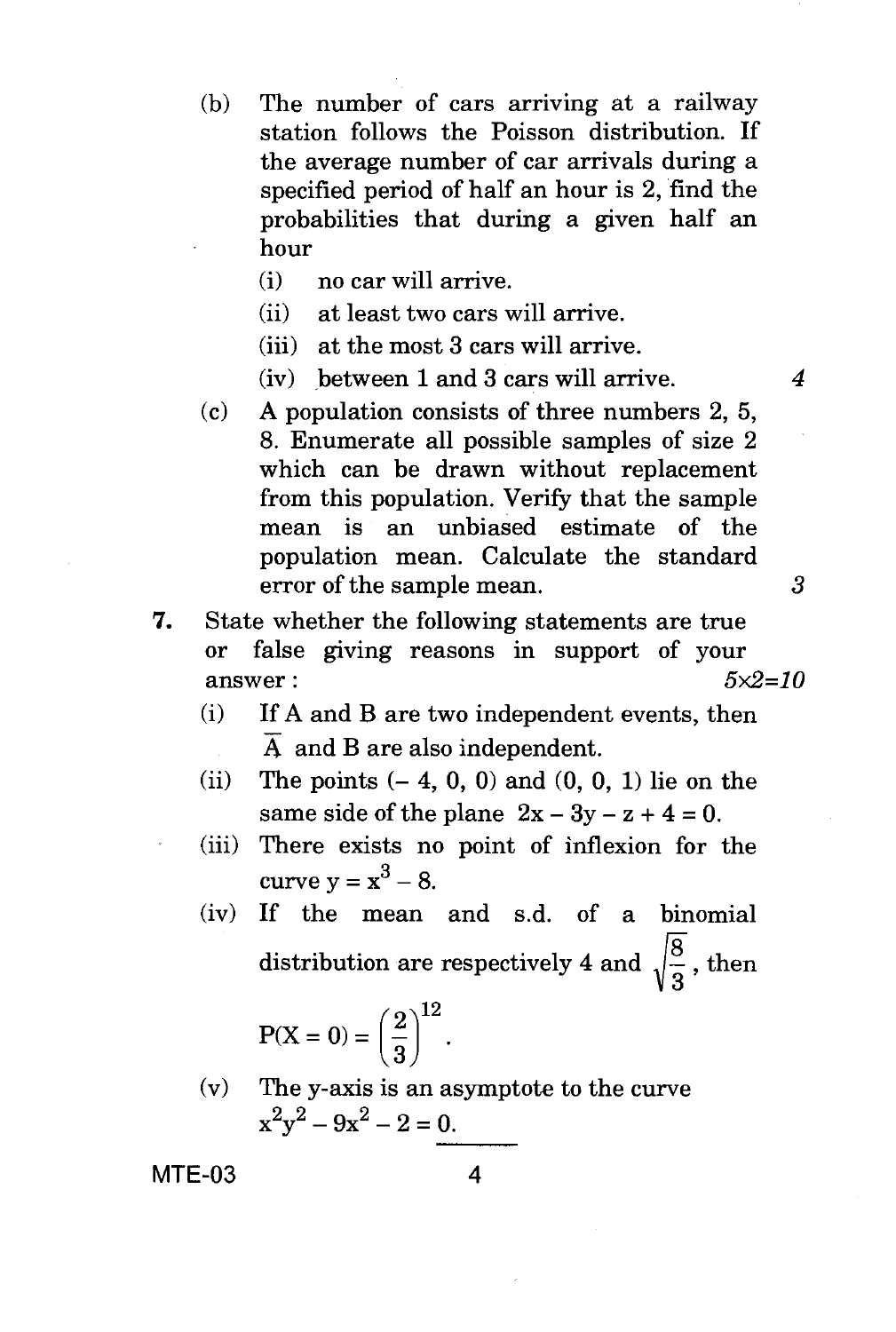(b) The number of cars arriving at a railway station follows the Poisson distribution. If the average number of car arrivals during a specified period of half an hour is 2, find the probabilities that during a given half an hour

   (i) no car will arrive.

   (ii) at least two cars will arrive.

   (iii) at the most 3 cars will arrive.

   (iv) between 1 and 3 cars will arrive. *4*

(c) A population consists of three numbers 2, 5, 8. Enumerate all possible samples of size 2 which can be drawn without replacement from this population. Verify that the sample mean is an unbiased estimate of the population mean. Calculate the standard error of the sample mean. *3*

**7.** State whether the following statements are true or false giving reasons in support of your answer : *5×2=10*

   (i) If A and B are two independent events, then $\overline{A}$ and B are also independent.

   (ii) The points $(-4, 0, 0)$ and $(0, 0, 1)$ lie on the same side of the plane $2x - 3y - z + 4 = 0$.

   (iii) There exists no point of inflexion for the curve $y = x^3 - 8$.

   (iv) If the mean and s.d. of a binomial distribution are respectively 4 and $\sqrt{\dfrac{8}{3}}$, then

   $$P(X = 0) = \left(\frac{2}{3}\right)^{12}.$$

   (v) The y-axis is an asymptote to the curve $x^2y^2 - 9x^2 - 2 = 0$.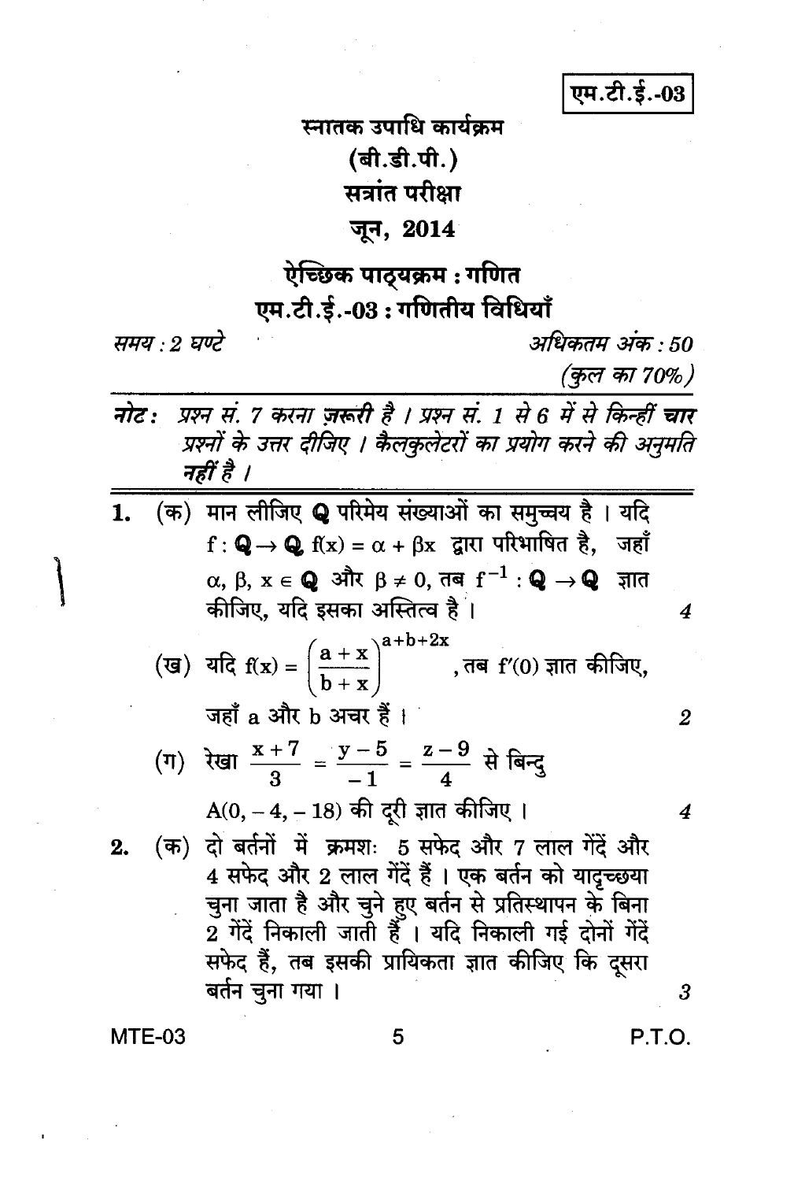एम.टी.ई.-03

# स्नातक उपाधि कार्यक्रम

## (बी.डी.पी.)

## सत्रांत परीक्षा

## जून, 2014

### ऐच्छिक पाठ्यक्रम : गणित

### एम.टी.ई.-03 : गणितीय विधियाँ

*समय : 2 घण्टे* *अधिकतम अंक : 50*

*(कुल का 70%)*

***नोट :*** *प्रश्न सं. 7 करना ज़रूरी है । प्रश्न सं. 1 से 6 में से किन्हीं* ***चार*** *प्रश्नों के उत्तर दीजिए । कैलकुलेटरों का प्रयोग करने की अनुमति नहीं है ।*

---

1. (क) मान लीजिए $\mathbb{Q}$ परिमेय संख्याओं का समुच्चय है । यदि $f : \mathbb{Q} \rightarrow \mathbb{Q}$, $f(x) = \alpha + \beta x$ द्वारा परिभाषित है, जहाँ $\alpha, \beta, x \in \mathbb{Q}$ और $\beta \neq 0$, तब $f^{-1} : \mathbb{Q} \rightarrow \mathbb{Q}$ ज्ञात कीजिए, यदि इसका अस्तित्व है । 4

   (ख) यदि $f(x) = \left(\dfrac{a + x}{b + x}\right)^{a+b+2x}$, तब $f'(0)$ ज्ञात कीजिए, जहाँ a और b अचर हैं । 2

   (ग) रेखा $\dfrac{x+7}{3} = \dfrac{y-5}{-1} = \dfrac{z-9}{4}$ से बिन्दु $A(0, -4, -18)$ की दूरी ज्ञात कीजिए । 4

2. (क) दो बर्तनों में क्रमशः 5 सफेद और 7 लाल गेंदें और 4 सफेद और 2 लाल गेंदें हैं । एक बर्तन को यादृच्छया चुना जाता है और चुने हुए बर्तन से प्रतिस्थापन के बिना 2 गेंदें निकाली जाती हैं । यदि निकाली गई दोनों गेंदें सफेद हैं, तब इसकी प्रायिकता ज्ञात कीजिए कि दूसरा बर्तन चुना गया । 3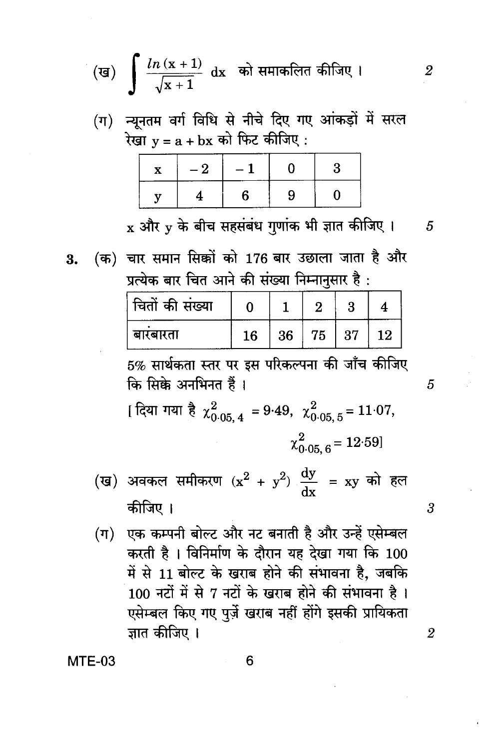(ख) $\int \frac{ln\,(x+1)}{\sqrt{x+1}}\,dx$ को समाकलित कीजिए । 2

(ग) न्यूनतम वर्ग विधि से नीचे दिए गए आंकड़ों में सरल रेखा $y = a + bx$ को फिट कीजिए :

| x | $-2$ | $-1$ | 0 | 3 |
|---|---|---|---|---|
| y | 4 | 6 | 9 | 0 |

x और y के बीच सहसंबंध गुणांक भी ज्ञात कीजिए । 5

3. (क) चार समान सिक्कों को 176 बार उछाला जाता है और प्रत्येक बार चित आने की संख्या निम्नानुसार है :

| चितों की संख्या | 0 | 1 | 2 | 3 | 4 |
|---|---|---|---|---|---|
| बारंबारता | 16 | 36 | 75 | 37 | 12 |

5% सार्थकता स्तर पर इस परिकल्पना की जाँच कीजिए कि सिक्के अनभिनत हैं । 5

[ दिया गया है $\chi^2_{0\cdot05,\,4} = 9\cdot49$, $\chi^2_{0\cdot05,\,5} = 11\cdot07$,

$\chi^2_{0\cdot05,\,6} = 12\cdot59$]

(ख) अवकल समीकरण $(x^2 + y^2)\,\frac{dy}{dx} = xy$ को हल कीजिए । 3

(ग) एक कम्पनी बोल्ट और नट बनाती है और उन्हें एसेम्बल करती है । विनिर्माण के दौरान यह देखा गया कि 100 में से 11 बोल्ट के खराब होने की संभावना है, जबकि 100 नटों में से 7 नटों के खराब होने की संभावना है । एसेम्बल किए गए पुर्ज़े खराब नहीं होंगे इसकी प्रायिकता ज्ञात कीजिए । 2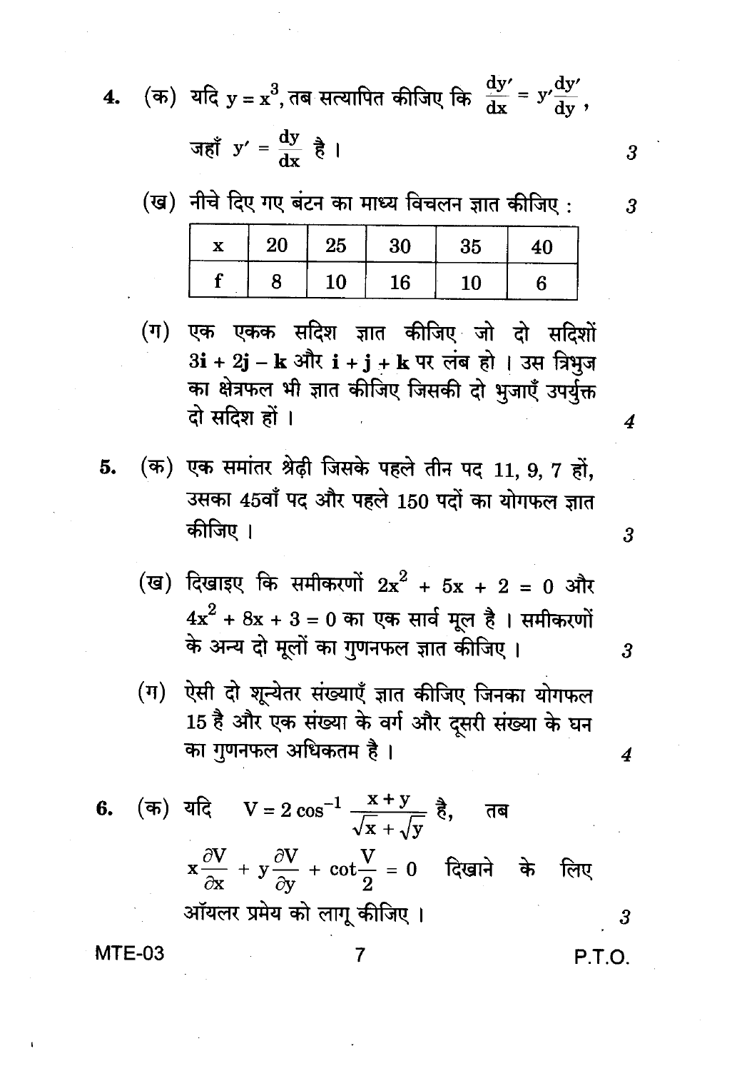4. (क) यदि $y = x^3$, तब सत्यापित कीजिए कि $\frac{dy'}{dx} = y'\frac{dy'}{dy}$,

जहाँ $y' = \frac{dy}{dx}$ है । 3

(ख) नीचे दिए गए बंटन का माध्य विचलन ज्ञात कीजिए : 3

| x | 20 | 25 | 30 | 35 | 40 |
|---|---|---|---|---|---|
| f | 8 | 10 | 16 | 10 | 6 |

(ग) एक एकक सदिश ज्ञात कीजिए जो दो सदिशों $3\mathbf{i} + 2\mathbf{j} - \mathbf{k}$ और $\mathbf{i} + \mathbf{j} + \mathbf{k}$ पर लंब हो । उस त्रिभुज का क्षेत्रफल भी ज्ञात कीजिए जिसकी दो भुजाएँ उपर्युक्त दो सदिश हों । 4

5. (क) एक समांतर श्रेढ़ी जिसके पहले तीन पद 11, 9, 7 हों, उसका 45वाँ पद और पहले 150 पदों का योगफल ज्ञात कीजिए । 3

(ख) दिखाइए कि समीकरणों $2x^2 + 5x + 2 = 0$ और $4x^2 + 8x + 3 = 0$ का एक सार्व मूल है । समीकरणों के अन्य दो मूलों का गुणनफल ज्ञात कीजिए । 3

(ग) ऐसी दो शून्येतर संख्याएँ ज्ञात कीजिए जिनका योगफल 15 है और एक संख्या के वर्ग और दूसरी संख्या के घन का गुणनफल अधिकतम है । 4

6. (क) यदि $V = 2\cos^{-1}\frac{x+y}{\sqrt{x}+\sqrt{y}}$ है, तब

$x\frac{\partial V}{\partial x} + y\frac{\partial V}{\partial y} + \cot\frac{V}{2} = 0$ दिखाने के लिए ऑयलर प्रमेय को लागू कीजिए । 3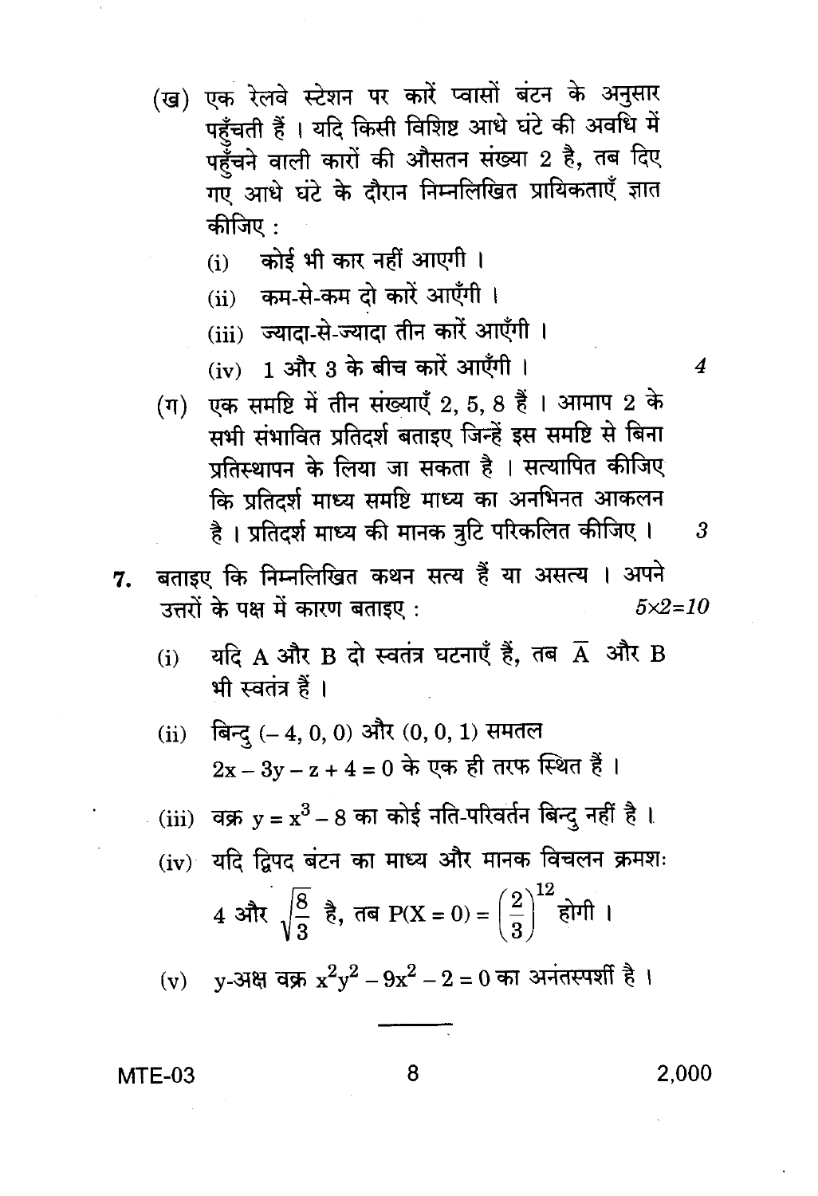(ख) एक रेलवे स्टेशन पर कारें प्वासों बंटन के अनुसार पहुँचती हैं । यदि किसी विशिष्ट आधे घंटे की अवधि में पहुँचने वाली कारों की औसतन संख्या 2 है, तब दिए गए आधे घंटे के दौरान निम्नलिखित प्रायिकताएँ ज्ञात कीजिए :

(i) कोई भी कार नहीं आएगी ।

(ii) कम-से-कम दो कारें आएँगी ।

(iii) ज्यादा-से-ज्यादा तीन कारें आएँगी ।

(iv) 1 और 3 के बीच कारें आएँगी । 4

(ग) एक समष्टि में तीन संख्याएँ 2, 5, 8 हैं । आमाप 2 के सभी संभावित प्रतिदर्श बताइए जिन्हें इस समष्टि से बिना प्रतिस्थापन के लिया जा सकता है । सत्यापित कीजिए कि प्रतिदर्श माध्य समष्टि माध्य का अनभिनत आकलन है । प्रतिदर्श माध्य की मानक त्रुटि परिकलित कीजिए । 3

**7.** बताइए कि निम्नलिखित कथन सत्य हैं या असत्य । अपने उत्तरों के पक्ष में कारण बताइए : $5 \times 2 = 10$

(i) यदि A और B दो स्वतंत्र घटनाएँ हैं, तब $\overline{A}$ और B भी स्वतंत्र हैं ।

(ii) बिन्दु $(-4, 0, 0)$ और $(0, 0, 1)$ समतल $2x - 3y - z + 4 = 0$ के एक ही तरफ स्थित हैं ।

(iii) वक्र $y = x^3 - 8$ का कोई नति-परिवर्तन बिन्दु नहीं है ।

(iv) यदि द्विपद बंटन का माध्य और मानक विचलन क्रमशः 4 और $\sqrt{\frac{8}{3}}$ है, तब $P(X = 0) = \left(\frac{2}{3}\right)^{12}$ होगी ।

(v) y-अक्ष वक्र $x^2y^2 - 9x^2 - 2 = 0$ का अनंतस्पर्शी है ।

MTE-03 2,000